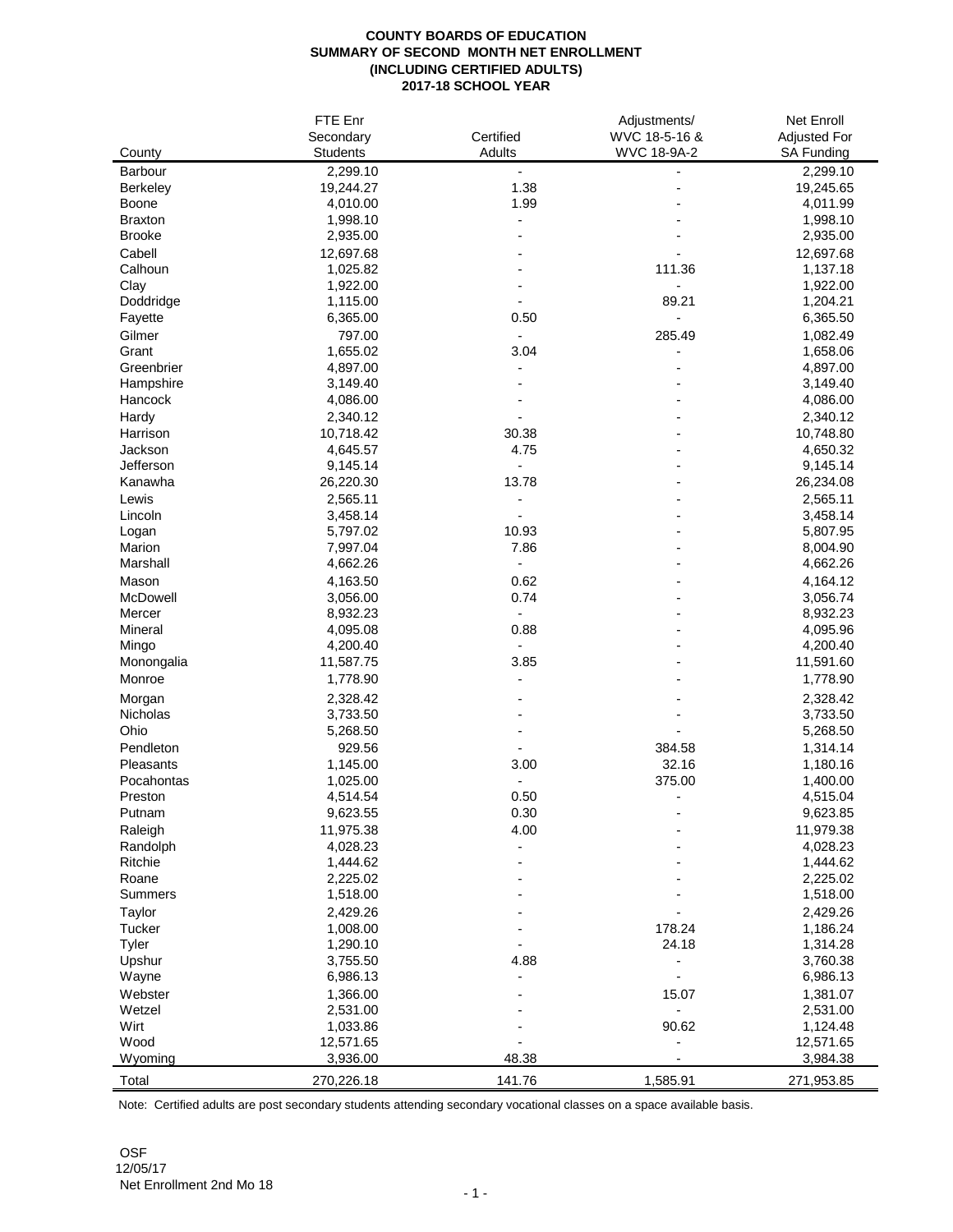**COUNTY BOARDS OF EDUCATION**
**SUMMARY OF SECOND MONTH NET ENROLLMENT**
**(INCLUDING CERTIFIED ADULTS)**
**2017-18 SCHOOL YEAR**

| County | FTE Enr Secondary Students | Certified Adults | Adjustments/ WVC 18-5-16 & WVC 18-9A-2 | Net Enroll Adjusted For SA Funding |
|---|---|---|---|---|
| Barbour | 2,299.10 | - | - | 2,299.10 |
| Berkeley | 19,244.27 | 1.38 | - | 19,245.65 |
| Boone | 4,010.00 | 1.99 | - | 4,011.99 |
| Braxton | 1,998.10 | - | - | 1,998.10 |
| Brooke | 2,935.00 | - | - | 2,935.00 |
| Cabell | 12,697.68 | - | - | 12,697.68 |
| Calhoun | 1,025.82 | - | 111.36 | 1,137.18 |
| Clay | 1,922.00 | - | - | 1,922.00 |
| Doddridge | 1,115.00 | - | 89.21 | 1,204.21 |
| Fayette | 6,365.00 | 0.50 | - | 6,365.50 |
| Gilmer | 797.00 | - | 285.49 | 1,082.49 |
| Grant | 1,655.02 | 3.04 | - | 1,658.06 |
| Greenbrier | 4,897.00 | - | - | 4,897.00 |
| Hampshire | 3,149.40 | - | - | 3,149.40 |
| Hancock | 4,086.00 | - | - | 4,086.00 |
| Hardy | 2,340.12 | - | - | 2,340.12 |
| Harrison | 10,718.42 | 30.38 | - | 10,748.80 |
| Jackson | 4,645.57 | 4.75 | - | 4,650.32 |
| Jefferson | 9,145.14 | - | - | 9,145.14 |
| Kanawha | 26,220.30 | 13.78 | - | 26,234.08 |
| Lewis | 2,565.11 | - | - | 2,565.11 |
| Lincoln | 3,458.14 | - | - | 3,458.14 |
| Logan | 5,797.02 | 10.93 | - | 5,807.95 |
| Marion | 7,997.04 | 7.86 | - | 8,004.90 |
| Marshall | 4,662.26 | - | - | 4,662.26 |
| Mason | 4,163.50 | 0.62 | - | 4,164.12 |
| McDowell | 3,056.00 | 0.74 | - | 3,056.74 |
| Mercer | 8,932.23 | - | - | 8,932.23 |
| Mineral | 4,095.08 | 0.88 | - | 4,095.96 |
| Mingo | 4,200.40 | - | - | 4,200.40 |
| Monongalia | 11,587.75 | 3.85 | - | 11,591.60 |
| Monroe | 1,778.90 | - | - | 1,778.90 |
| Morgan | 2,328.42 | - | - | 2,328.42 |
| Nicholas | 3,733.50 | - | - | 3,733.50 |
| Ohio | 5,268.50 | - | - | 5,268.50 |
| Pendleton | 929.56 | - | 384.58 | 1,314.14 |
| Pleasants | 1,145.00 | 3.00 | 32.16 | 1,180.16 |
| Pocahontas | 1,025.00 | - | 375.00 | 1,400.00 |
| Preston | 4,514.54 | 0.50 | - | 4,515.04 |
| Putnam | 9,623.55 | 0.30 | - | 9,623.85 |
| Raleigh | 11,975.38 | 4.00 | - | 11,979.38 |
| Randolph | 4,028.23 | - | - | 4,028.23 |
| Ritchie | 1,444.62 | - | - | 1,444.62 |
| Roane | 2,225.02 | - | - | 2,225.02 |
| Summers | 1,518.00 | - | - | 1,518.00 |
| Taylor | 2,429.26 | - | - | 2,429.26 |
| Tucker | 1,008.00 | - | 178.24 | 1,186.24 |
| Tyler | 1,290.10 | - | 24.18 | 1,314.28 |
| Upshur | 3,755.50 | 4.88 | - | 3,760.38 |
| Wayne | 6,986.13 | - | - | 6,986.13 |
| Webster | 1,366.00 | - | 15.07 | 1,381.07 |
| Wetzel | 2,531.00 | - | - | 2,531.00 |
| Wirt | 1,033.86 | - | 90.62 | 1,124.48 |
| Wood | 12,571.65 | - | - | 12,571.65 |
| Wyoming | 3,936.00 | 48.38 | - | 3,984.38 |
| Total | 270,226.18 | 141.76 | 1,585.91 | 271,953.85 |

Note: Certified adults are post secondary students attending secondary vocational classes on a space available basis.

OSF
12/05/17
Net Enrollment 2nd Mo 18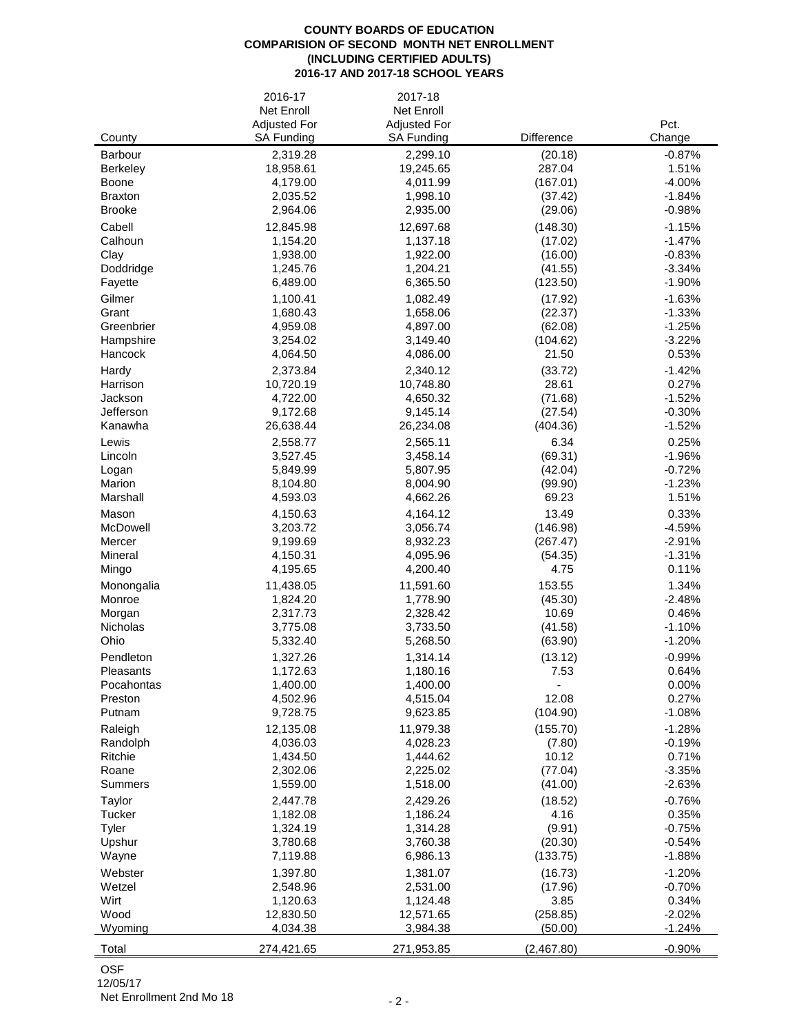# COUNTY BOARDS OF EDUCATION
## COMPARISION OF SECOND MONTH NET ENROLLMENT
## (INCLUDING CERTIFIED ADULTS)
## 2016-17 AND 2017-18 SCHOOL YEARS

| County | 2016-17 Net Enroll Adjusted For SA Funding | 2017-18 Net Enroll Adjusted For SA Funding | Difference | Pct. Change |
|---|---|---|---|---|
| Barbour | 2,319.28 | 2,299.10 | (20.18) | -0.87% |
| Berkeley | 18,958.61 | 19,245.65 | 287.04 | 1.51% |
| Boone | 4,179.00 | 4,011.99 | (167.01) | -4.00% |
| Braxton | 2,035.52 | 1,998.10 | (37.42) | -1.84% |
| Brooke | 2,964.06 | 2,935.00 | (29.06) | -0.98% |
| Cabell | 12,845.98 | 12,697.68 | (148.30) | -1.15% |
| Calhoun | 1,154.20 | 1,137.18 | (17.02) | -1.47% |
| Clay | 1,938.00 | 1,922.00 | (16.00) | -0.83% |
| Doddridge | 1,245.76 | 1,204.21 | (41.55) | -3.34% |
| Fayette | 6,489.00 | 6,365.50 | (123.50) | -1.90% |
| Gilmer | 1,100.41 | 1,082.49 | (17.92) | -1.63% |
| Grant | 1,680.43 | 1,658.06 | (22.37) | -1.33% |
| Greenbrier | 4,959.08 | 4,897.00 | (62.08) | -1.25% |
| Hampshire | 3,254.02 | 3,149.40 | (104.62) | -3.22% |
| Hancock | 4,064.50 | 4,086.00 | 21.50 | 0.53% |
| Hardy | 2,373.84 | 2,340.12 | (33.72) | -1.42% |
| Harrison | 10,720.19 | 10,748.80 | 28.61 | 0.27% |
| Jackson | 4,722.00 | 4,650.32 | (71.68) | -1.52% |
| Jefferson | 9,172.68 | 9,145.14 | (27.54) | -0.30% |
| Kanawha | 26,638.44 | 26,234.08 | (404.36) | -1.52% |
| Lewis | 2,558.77 | 2,565.11 | 6.34 | 0.25% |
| Lincoln | 3,527.45 | 3,458.14 | (69.31) | -1.96% |
| Logan | 5,849.99 | 5,807.95 | (42.04) | -0.72% |
| Marion | 8,104.80 | 8,004.90 | (99.90) | -1.23% |
| Marshall | 4,593.03 | 4,662.26 | 69.23 | 1.51% |
| Mason | 4,150.63 | 4,164.12 | 13.49 | 0.33% |
| McDowell | 3,203.72 | 3,056.74 | (146.98) | -4.59% |
| Mercer | 9,199.69 | 8,932.23 | (267.47) | -2.91% |
| Mineral | 4,150.31 | 4,095.96 | (54.35) | -1.31% |
| Mingo | 4,195.65 | 4,200.40 | 4.75 | 0.11% |
| Monongalia | 11,438.05 | 11,591.60 | 153.55 | 1.34% |
| Monroe | 1,824.20 | 1,778.90 | (45.30) | -2.48% |
| Morgan | 2,317.73 | 2,328.42 | 10.69 | 0.46% |
| Nicholas | 3,775.08 | 3,733.50 | (41.58) | -1.10% |
| Ohio | 5,332.40 | 5,268.50 | (63.90) | -1.20% |
| Pendleton | 1,327.26 | 1,314.14 | (13.12) | -0.99% |
| Pleasants | 1,172.63 | 1,180.16 | 7.53 | 0.64% |
| Pocahontas | 1,400.00 | 1,400.00 | - | 0.00% |
| Preston | 4,502.96 | 4,515.04 | 12.08 | 0.27% |
| Putnam | 9,728.75 | 9,623.85 | (104.90) | -1.08% |
| Raleigh | 12,135.08 | 11,979.38 | (155.70) | -1.28% |
| Randolph | 4,036.03 | 4,028.23 | (7.80) | -0.19% |
| Ritchie | 1,434.50 | 1,444.62 | 10.12 | 0.71% |
| Roane | 2,302.06 | 2,225.02 | (77.04) | -3.35% |
| Summers | 1,559.00 | 1,518.00 | (41.00) | -2.63% |
| Taylor | 2,447.78 | 2,429.26 | (18.52) | -0.76% |
| Tucker | 1,182.08 | 1,186.24 | 4.16 | 0.35% |
| Tyler | 1,324.19 | 1,314.28 | (9.91) | -0.75% |
| Upshur | 3,780.68 | 3,760.38 | (20.30) | -0.54% |
| Wayne | 7,119.88 | 6,986.13 | (133.75) | -1.88% |
| Webster | 1,397.80 | 1,381.07 | (16.73) | -1.20% |
| Wetzel | 2,548.96 | 2,531.00 | (17.96) | -0.70% |
| Wirt | 1,120.63 | 1,124.48 | 3.85 | 0.34% |
| Wood | 12,830.50 | 12,571.65 | (258.85) | -2.02% |
| Wyoming | 4,034.38 | 3,984.38 | (50.00) | -1.24% |
| Total | 274,421.65 | 271,953.85 | (2,467.80) | -0.90% |

OSF
12/05/17
Net Enrollment 2nd Mo 18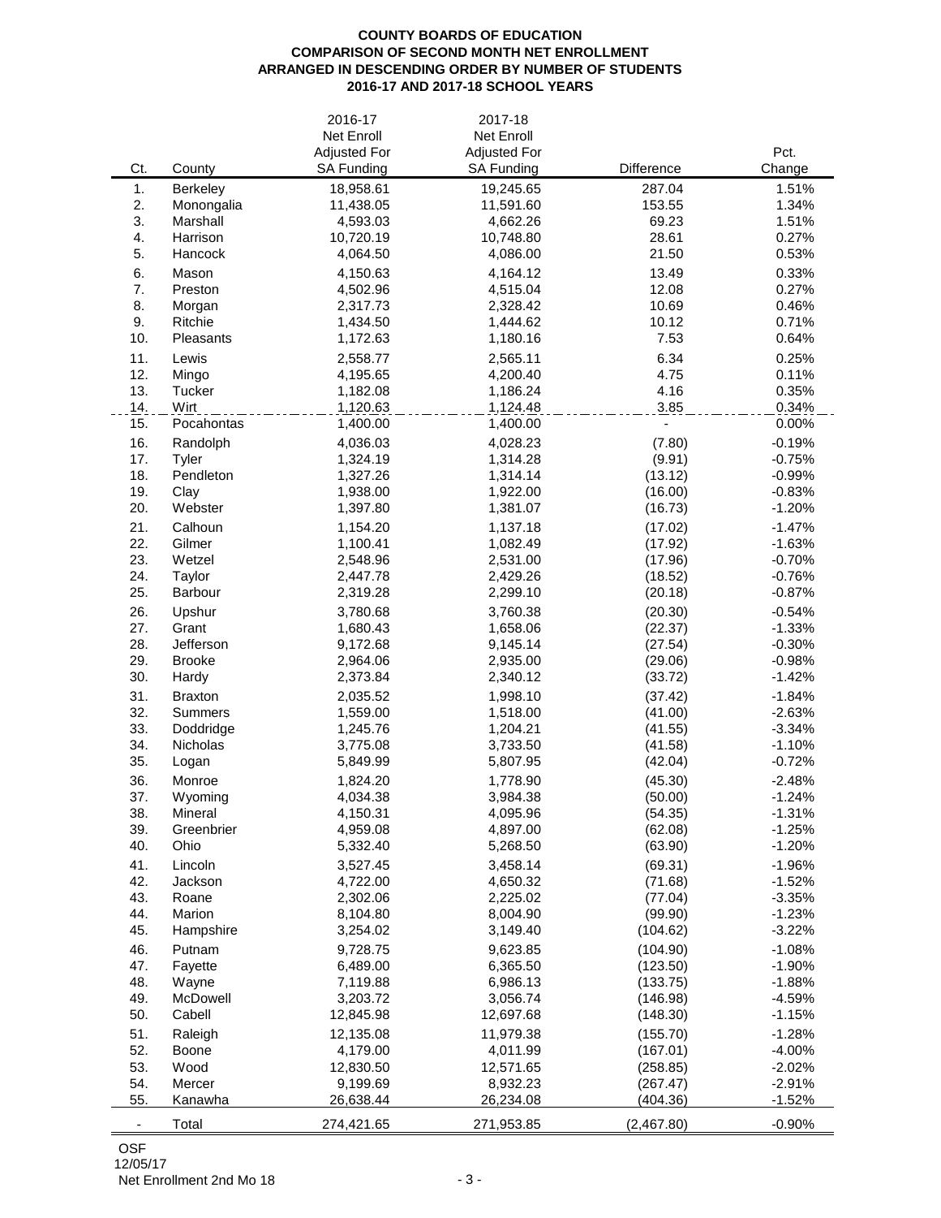**COUNTY BOARDS OF EDUCATION**
**COMPARISON OF SECOND MONTH NET ENROLLMENT**
**ARRANGED IN DESCENDING ORDER BY NUMBER OF STUDENTS**
**2016-17 AND 2017-18 SCHOOL YEARS**

| Ct. | County | 2016-17 Net Enroll Adjusted For SA Funding | 2017-18 Net Enroll Adjusted For SA Funding | Difference | Pct. Change |
|---|---|---|---|---|---|
| 1. | Berkeley | 18,958.61 | 19,245.65 | 287.04 | 1.51% |
| 2. | Monongalia | 11,438.05 | 11,591.60 | 153.55 | 1.34% |
| 3. | Marshall | 4,593.03 | 4,662.26 | 69.23 | 1.51% |
| 4. | Harrison | 10,720.19 | 10,748.80 | 28.61 | 0.27% |
| 5. | Hancock | 4,064.50 | 4,086.00 | 21.50 | 0.53% |
| 6. | Mason | 4,150.63 | 4,164.12 | 13.49 | 0.33% |
| 7. | Preston | 4,502.96 | 4,515.04 | 12.08 | 0.27% |
| 8. | Morgan | 2,317.73 | 2,328.42 | 10.69 | 0.46% |
| 9. | Ritchie | 1,434.50 | 1,444.62 | 10.12 | 0.71% |
| 10. | Pleasants | 1,172.63 | 1,180.16 | 7.53 | 0.64% |
| 11. | Lewis | 2,558.77 | 2,565.11 | 6.34 | 0.25% |
| 12. | Mingo | 4,195.65 | 4,200.40 | 4.75 | 0.11% |
| 13. | Tucker | 1,182.08 | 1,186.24 | 4.16 | 0.35% |
| 14. | Wirt | 1,120.63 | 1,124.48 | 3.85 | 0.34% |
| 15. | Pocahontas | 1,400.00 | 1,400.00 | - | 0.00% |
| 16. | Randolph | 4,036.03 | 4,028.23 | (7.80) | -0.19% |
| 17. | Tyler | 1,324.19 | 1,314.28 | (9.91) | -0.75% |
| 18. | Pendleton | 1,327.26 | 1,314.14 | (13.12) | -0.99% |
| 19. | Clay | 1,938.00 | 1,922.00 | (16.00) | -0.83% |
| 20. | Webster | 1,397.80 | 1,381.07 | (16.73) | -1.20% |
| 21. | Calhoun | 1,154.20 | 1,137.18 | (17.02) | -1.47% |
| 22. | Gilmer | 1,100.41 | 1,082.49 | (17.92) | -1.63% |
| 23. | Wetzel | 2,548.96 | 2,531.00 | (17.96) | -0.70% |
| 24. | Taylor | 2,447.78 | 2,429.26 | (18.52) | -0.76% |
| 25. | Barbour | 2,319.28 | 2,299.10 | (20.18) | -0.87% |
| 26. | Upshur | 3,780.68 | 3,760.38 | (20.30) | -0.54% |
| 27. | Grant | 1,680.43 | 1,658.06 | (22.37) | -1.33% |
| 28. | Jefferson | 9,172.68 | 9,145.14 | (27.54) | -0.30% |
| 29. | Brooke | 2,964.06 | 2,935.00 | (29.06) | -0.98% |
| 30. | Hardy | 2,373.84 | 2,340.12 | (33.72) | -1.42% |
| 31. | Braxton | 2,035.52 | 1,998.10 | (37.42) | -1.84% |
| 32. | Summers | 1,559.00 | 1,518.00 | (41.00) | -2.63% |
| 33. | Doddridge | 1,245.76 | 1,204.21 | (41.55) | -3.34% |
| 34. | Nicholas | 3,775.08 | 3,733.50 | (41.58) | -1.10% |
| 35. | Logan | 5,849.99 | 5,807.95 | (42.04) | -0.72% |
| 36. | Monroe | 1,824.20 | 1,778.90 | (45.30) | -2.48% |
| 37. | Wyoming | 4,034.38 | 3,984.38 | (50.00) | -1.24% |
| 38. | Mineral | 4,150.31 | 4,095.96 | (54.35) | -1.31% |
| 39. | Greenbrier | 4,959.08 | 4,897.00 | (62.08) | -1.25% |
| 40. | Ohio | 5,332.40 | 5,268.50 | (63.90) | -1.20% |
| 41. | Lincoln | 3,527.45 | 3,458.14 | (69.31) | -1.96% |
| 42. | Jackson | 4,722.00 | 4,650.32 | (71.68) | -1.52% |
| 43. | Roane | 2,302.06 | 2,225.02 | (77.04) | -3.35% |
| 44. | Marion | 8,104.80 | 8,004.90 | (99.90) | -1.23% |
| 45. | Hampshire | 3,254.02 | 3,149.40 | (104.62) | -3.22% |
| 46. | Putnam | 9,728.75 | 9,623.85 | (104.90) | -1.08% |
| 47. | Fayette | 6,489.00 | 6,365.50 | (123.50) | -1.90% |
| 48. | Wayne | 7,119.88 | 6,986.13 | (133.75) | -1.88% |
| 49. | McDowell | 3,203.72 | 3,056.74 | (146.98) | -4.59% |
| 50. | Cabell | 12,845.98 | 12,697.68 | (148.30) | -1.15% |
| 51. | Raleigh | 12,135.08 | 11,979.38 | (155.70) | -1.28% |
| 52. | Boone | 4,179.00 | 4,011.99 | (167.01) | -4.00% |
| 53. | Wood | 12,830.50 | 12,571.65 | (258.85) | -2.02% |
| 54. | Mercer | 9,199.69 | 8,932.23 | (267.47) | -2.91% |
| 55. | Kanawha | 26,638.44 | 26,234.08 | (404.36) | -1.52% |
| - | Total | 274,421.65 | 271,953.85 | (2,467.80) | -0.90% |

OSF
12/05/17
Net Enrollment 2nd Mo 18